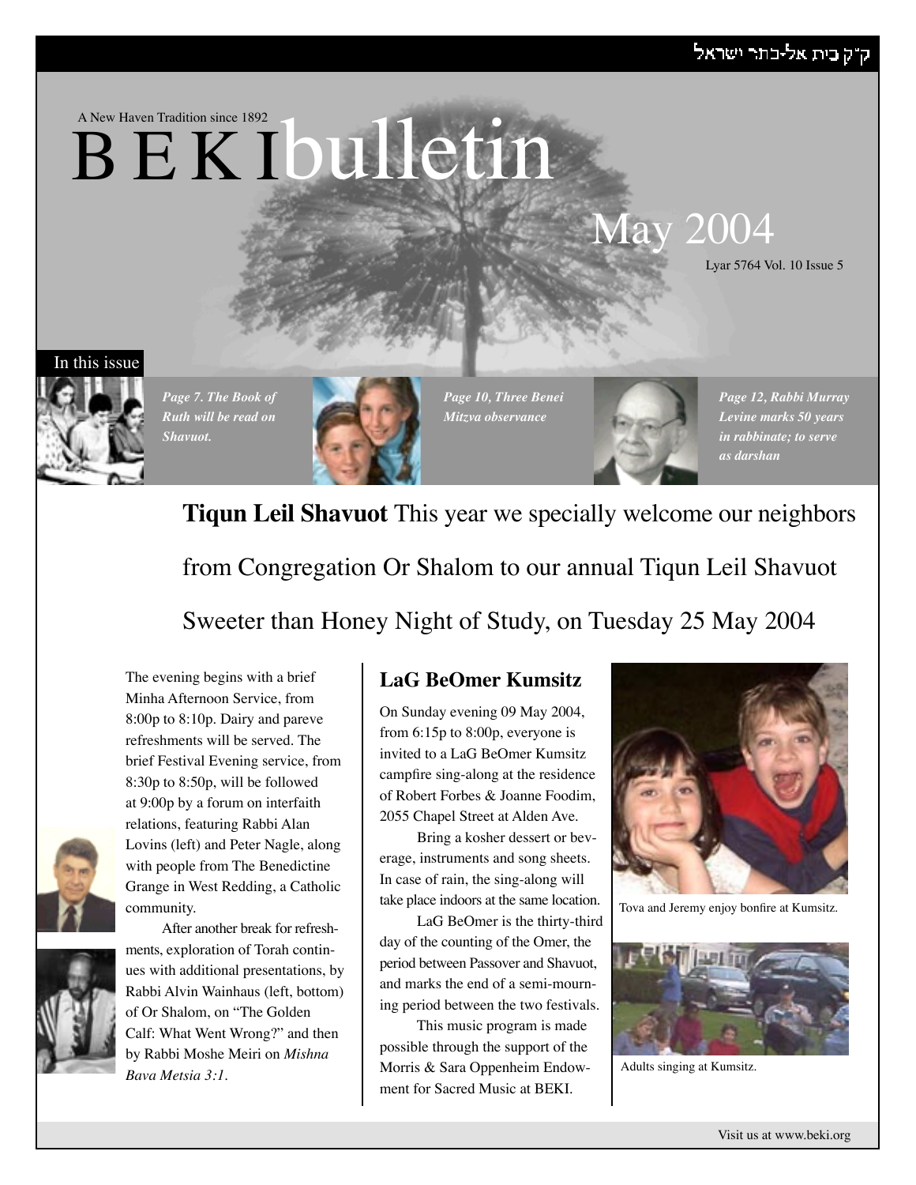ק״ק בית אל-כתר ישראל

A New Haven Tradition since 1892

# BEKI bulletin

May 2004

Lyar 5764 Vol. 10 Issue 5

In this issue

*Page 7. The Book of Ruth will be read on Shavuot.*

*Page 10, Three Benei Mitzva observance*

*Page 12, Rabbi Murray Levine marks 50 years in rabbinate; to serve as darshan*

## **Tiqun Leil Shavuot** This year we specially welcome our neighbors from Congregation Or Shalom to our annual Tiqun Leil Shavuot Sweeter than Honey Night of Study, on Tuesday 25 May 2004

The evening begins with a brief Minha Afternoon Service, from 8:00p to 8:10p. Dairy and pareve refreshments will be served. The brief Festival Evening service, from 8:30p to 8:50p, will be followed at 9:00p by a forum on interfaith relations, featuring Rabbi Alan Lovins (left) and Peter Nagle, along with people from The Benedictine Grange in West Redding, a Catholic community.

After another break for refreshments, exploration of Torah continues with additional presentations, by Rabbi Alvin Wainhaus (left, bottom) of Or Shalom, on "The Golden Calf: What Went Wrong?" and then by Rabbi Moshe Meiri on *Mishna Bava Metsia 3:1*.

### LaG BeOmer Kumsitz

On Sunday evening 09 May 2004, from 6:15p to 8:00p, everyone is invited to a LaG BeOmer Kumsitz campfire sing-along at the residence of Robert Forbes & Joanne Foodim, 2055 Chapel Street at Alden Ave.

Bring a kosher dessert or beverage, instruments and song sheets. In case of rain, the sing-along will take place indoors at the same location.

LaG BeOmer is the thirty-third day of the counting of the Omer, the period between Passover and Shavuot, and marks the end of a semi-mourning period between the two festivals.

This music program is made possible through the support of the Morris & Sara Oppenheim Endowment for Sacred Music at BEKI.

Tova and Jeremy enjoy bonfire at Kumsitz.

Adults singing at Kumsitz.

Visit us at www.beki.org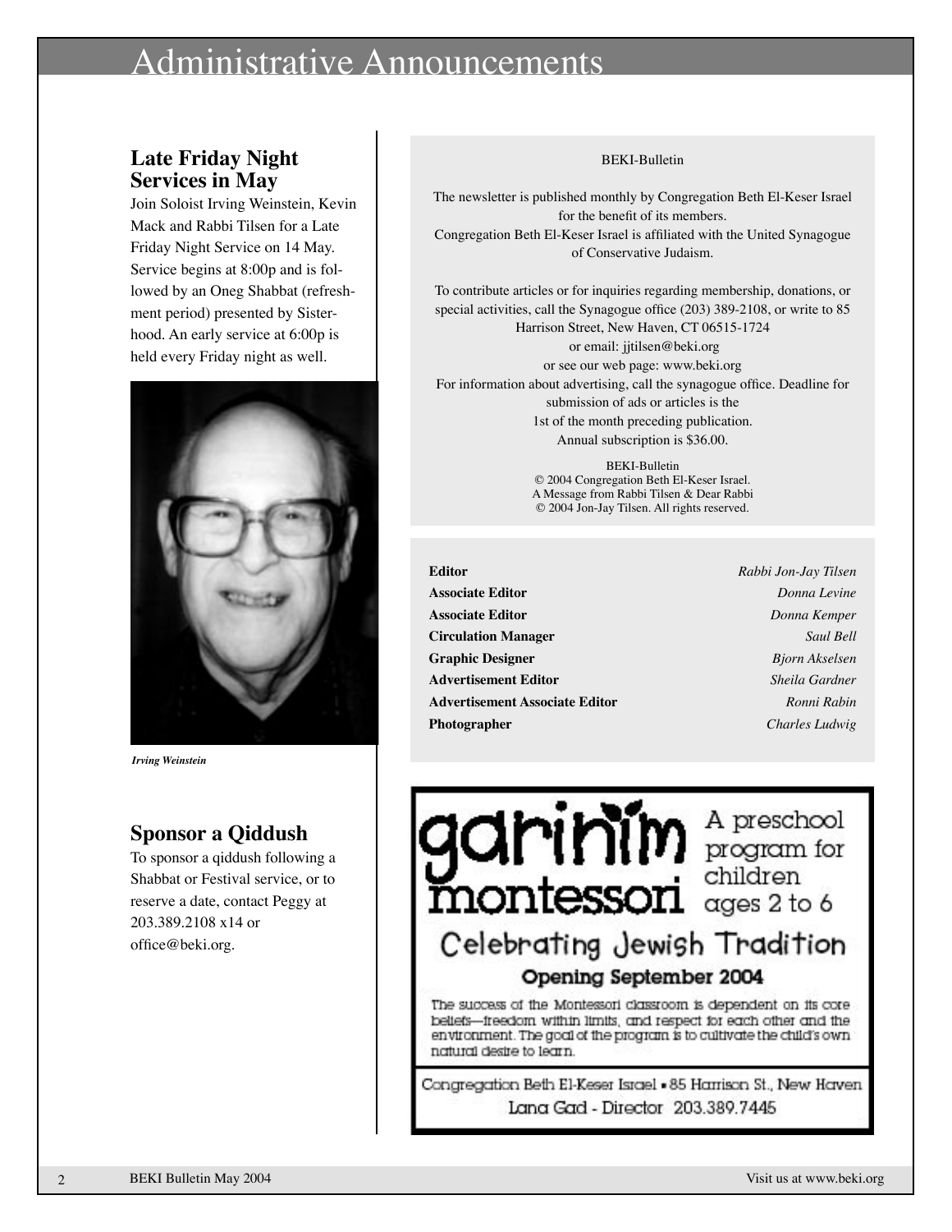# Administrative Announcements

## Late Friday Night Services in May

Join Soloist Irving Weinstein, Kevin Mack and Rabbi Tilsen for a Late Friday Night Service on 14 May. Service begins at 8:00p and is followed by an Oneg Shabbat (refreshment period) presented by Sisterhood. An early service at 6:00p is held every Friday night as well.

*Irving Weinstein*

## Sponsor a Qiddush

To sponsor a qiddush following a Shabbat or Festival service, or to reserve a date, contact Peggy at 203.389.2108 x14 or office@beki.org.

BEKI-Bulletin

The newsletter is published monthly by Congregation Beth El-Keser Israel for the benefit of its members.
Congregation Beth El-Keser Israel is affiliated with the United Synagogue of Conservative Judaism.

To contribute articles or for inquiries regarding membership, donations, or special activities, call the Synagogue office (203) 389-2108, or write to 85 Harrison Street, New Haven, CT 06515-1724
or email: jjtilsen@beki.org
or see our web page: www.beki.org
For information about advertising, call the synagogue office. Deadline for submission of ads or articles is the 1st of the month preceding publication.
Annual subscription is $36.00.

BEKI-Bulletin
© 2004 Congregation Beth El-Keser Israel.
A Message from Rabbi Tilsen & Dear Rabbi
© 2004 Jon-Jay Tilsen. All rights reserved.

| | |
|---|---|
| **Editor** | *Rabbi Jon-Jay Tilsen* |
| **Associate Editor** | *Donna Levine* |
| **Associate Editor** | *Donna Kemper* |
| **Circulation Manager** | *Saul Bell* |
| **Graphic Designer** | *Bjorn Akselsen* |
| **Advertisement Editor** | *Sheila Gardner* |
| **Advertisement Associate Editor** | *Ronni Rabin* |
| **Photographer** | *Charles Ludwig* |

**garinim montessori** A preschool program for children ages 2 to 6

**Celebrating Jewish Tradition**

**Opening September 2004**

The success of the Montessori classroom is dependent on its core beliefs—freedom within limits, and respect for each other and the environment. The goal of the program is to cultivate the child's own natural desire to learn.

Congregation Beth El-Keser Israel • 85 Harrison St., New Haven
Lana Gad - Director 203.389.7445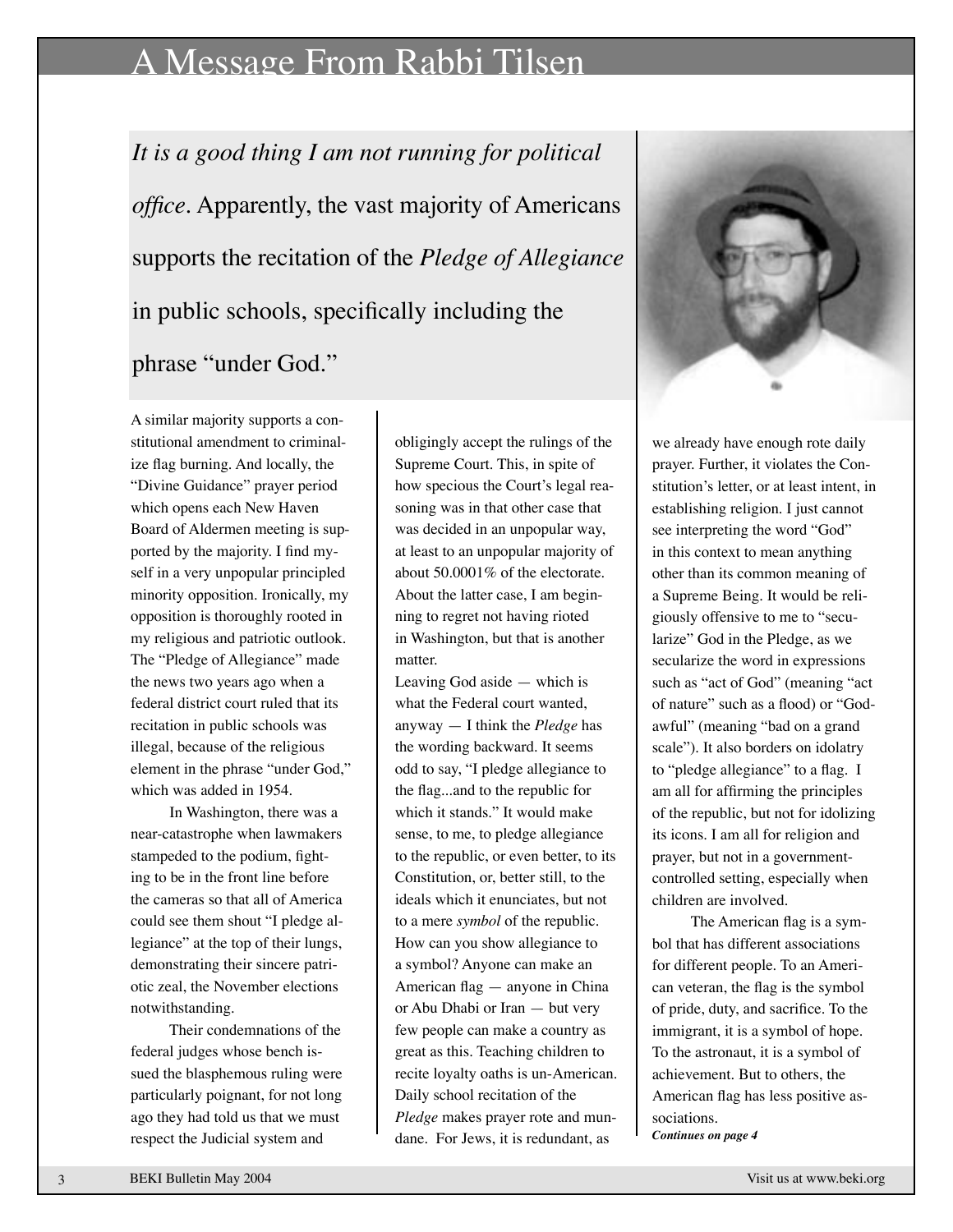# A Message From Rabbi Tilsen

*It is a good thing I am not running for political office*. Apparently, the vast majority of Americans supports the recitation of the *Pledge of Allegiance* in public schools, specifically including the phrase "under God."

A similar majority supports a constitutional amendment to criminalize flag burning. And locally, the "Divine Guidance" prayer period which opens each New Haven Board of Aldermen meeting is supported by the majority. I find myself in a very unpopular principled minority opposition. Ironically, my opposition is thoroughly rooted in my religious and patriotic outlook. The "Pledge of Allegiance" made the news two years ago when a federal district court ruled that its recitation in public schools was illegal, because of the religious element in the phrase "under God," which was added in 1954.

In Washington, there was a near-catastrophe when lawmakers stampeded to the podium, fighting to be in the front line before the cameras so that all of America could see them shout "I pledge allegiance" at the top of their lungs, demonstrating their sincere patriotic zeal, the November elections notwithstanding.

Their condemnations of the federal judges whose bench issued the blasphemous ruling were particularly poignant, for not long ago they had told us that we must respect the Judicial system and obligingly accept the rulings of the Supreme Court. This, in spite of how specious the Court's legal reasoning was in that other case that was decided in an unpopular way, at least to an unpopular majority of about 50.0001% of the electorate. About the latter case, I am beginning to regret not having rioted in Washington, but that is another matter.

Leaving God aside — which is what the Federal court wanted, anyway — I think the *Pledge* has the wording backward. It seems odd to say, "I pledge allegiance to the flag...and to the republic for which it stands." It would make sense, to me, to pledge allegiance to the republic, or even better, to its Constitution, or, better still, to the ideals which it enunciates, but not to a mere *symbol* of the republic. How can you show allegiance to a symbol? Anyone can make an American flag — anyone in China or Abu Dhabi or Iran — but very few people can make a country as great as this. Teaching children to recite loyalty oaths is un-American. Daily school recitation of the *Pledge* makes prayer rote and mundane. For Jews, it is redundant, as we already have enough rote daily prayer. Further, it violates the Constitution's letter, or at least intent, in establishing religion. I just cannot see interpreting the word "God" in this context to mean anything other than its common meaning of a Supreme Being. It would be religiously offensive to me to "secularize" God in the Pledge, as we secularize the word in expressions such as "act of God" (meaning "act of nature" such as a flood) or "God-awful" (meaning "bad on a grand scale"). It also borders on idolatry to "pledge allegiance" to a flag. I am all for affirming the principles of the republic, but not for idolizing its icons. I am all for religion and prayer, but not in a government-controlled setting, especially when children are involved.

The American flag is a symbol that has different associations for different people. To an American veteran, the flag is the symbol of pride, duty, and sacrifice. To the immigrant, it is a symbol of hope. To the astronaut, it is a symbol of achievement. But to others, the American flag has less positive associations.

***Continues on page 4***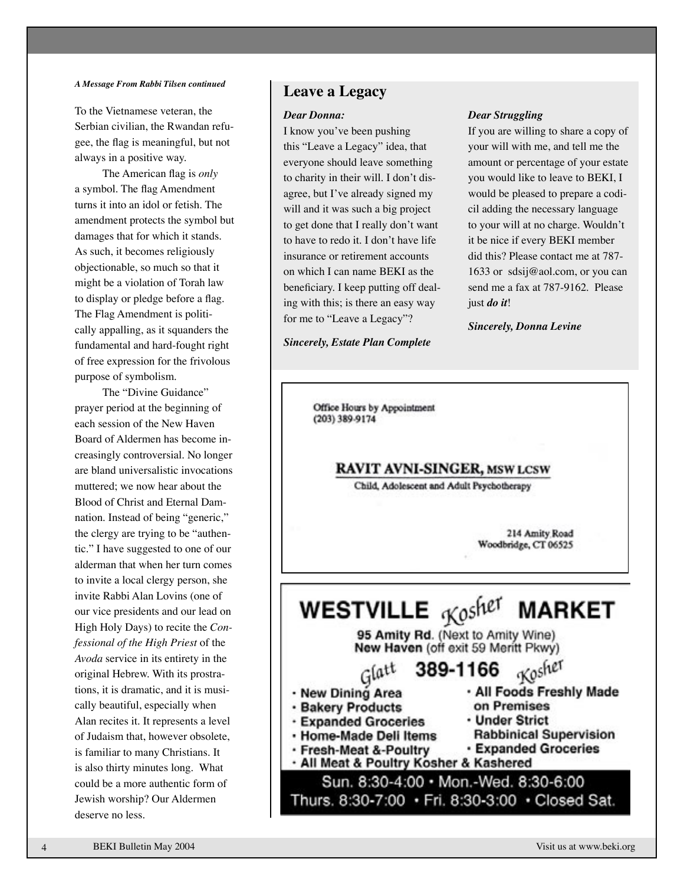*A Message From Rabbi Tilsen continued*

To the Vietnamese veteran, the Serbian civilian, the Rwandan refugee, the flag is meaningful, but not always in a positive way.

The American flag is *only* a symbol. The flag Amendment turns it into an idol or fetish. The amendment protects the symbol but damages that for which it stands. As such, it becomes religiously objectionable, so much so that it might be a violation of Torah law to display or pledge before a flag. The Flag Amendment is politically appalling, as it squanders the fundamental and hard-fought right of free expression for the frivolous purpose of symbolism.

The "Divine Guidance" prayer period at the beginning of each session of the New Haven Board of Aldermen has become increasingly controversial. No longer are bland universalistic invocations muttered; we now hear about the Blood of Christ and Eternal Damnation. Instead of being "generic," the clergy are trying to be "authentic." I have suggested to one of our alderman that when her turn comes to invite a local clergy person, she invite Rabbi Alan Lovins (one of our vice presidents and our lead on High Holy Days) to recite the *Confessional of the High Priest* of the *Avoda* service in its entirety in the original Hebrew. With its prostrations, it is dramatic, and it is musically beautiful, especially when Alan recites it. It represents a level of Judaism that, however obsolete, is familiar to many Christians. It is also thirty minutes long. What could be a more authentic form of Jewish worship? Our Aldermen deserve no less.

## Leave a Legacy

***Dear Donna:***

I know you've been pushing this "Leave a Legacy" idea, that everyone should leave something to charity in their will. I don't disagree, but I've already signed my will and it was such a big project to get done that I really don't want to have to redo it. I don't have life insurance or retirement accounts on which I can name BEKI as the beneficiary. I keep putting off dealing with this; is there an easy way for me to "Leave a Legacy"?

***Sincerely, Estate Plan Complete***

***Dear Struggling***

If you are willing to share a copy of your will with me, and tell me the amount or percentage of your estate you would like to leave to BEKI, I would be pleased to prepare a codicil adding the necessary language to your will at no charge. Wouldn't it be nice if every BEKI member did this? Please contact me at 787-1633 or sdsij@aol.com, or you can send me a fax at 787-9162. Please just ***do it***!

***Sincerely, Donna Levine***

---

Office Hours by Appointment
(203) 389-9174

**RAVIT AVNI-SINGER, MSW LCSW**
Child, Adolescent and Adult Psychotherapy

214 Amity Road
Woodbridge, CT 06525

---

**WESTVILLE *Kosher* MARKET**

**95 Amity Rd.** (Next to Amity Wine)
**New Haven** (off exit 59 Meritt Pkwy)

*Glatt* **389-1166** *Kosher*

- New Dining Area
- Bakery Products
- Expanded Groceries
- Home-Made Deli Items
- Fresh-Meat &-Poultry
- All Foods Freshly Made on Premises
- Under Strict Rabbinical Supervision
- Expanded Groceries
- All Meat & Poultry Kosher & Kashered

Sun. 8:30-4:00 • Mon.-Wed. 8:30-6:00
Thurs. 8:30-7:00 • Fri. 8:30-3:00 • Closed Sat.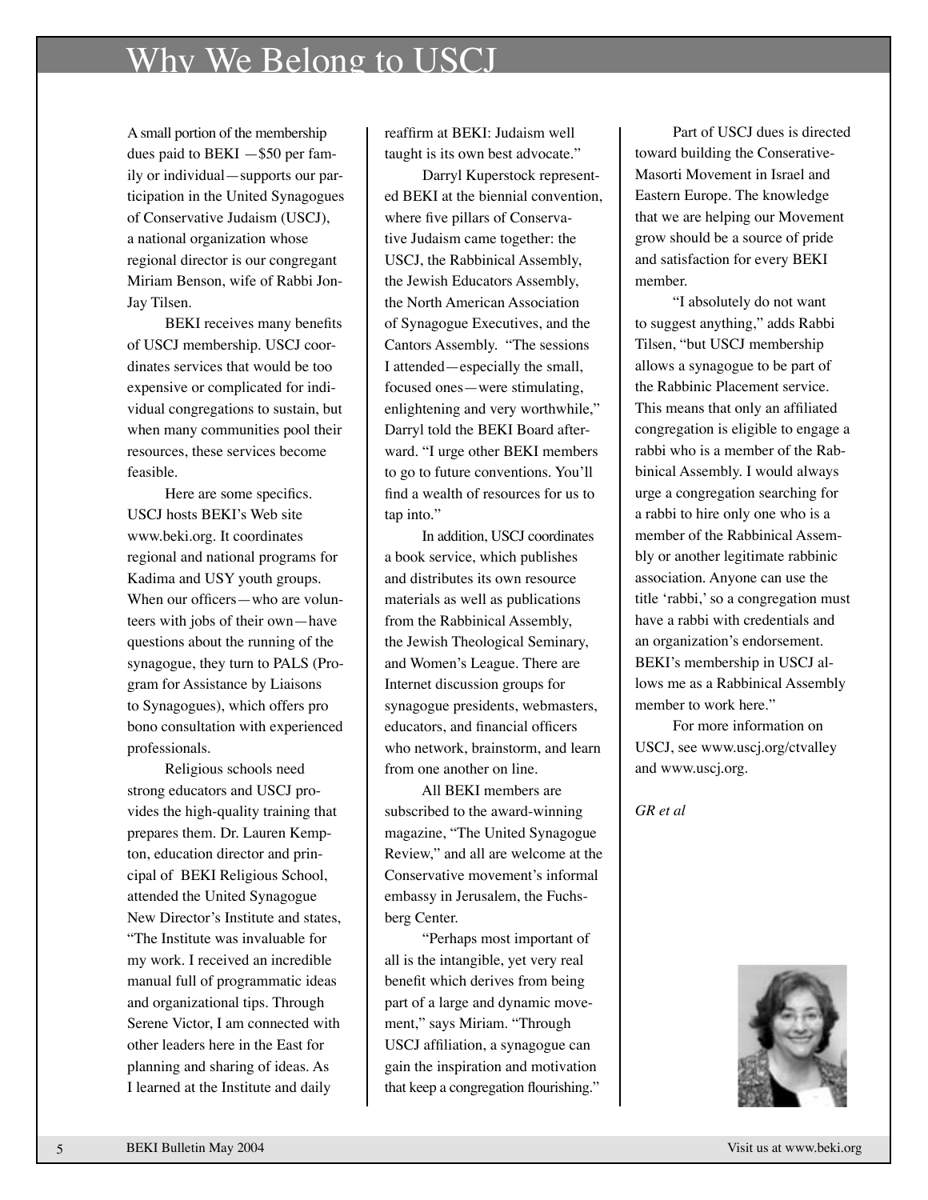# Why We Belong to USCJ

A small portion of the membership dues paid to BEKI —$50 per family or individual—supports our participation in the United Synagogues of Conservative Judaism (USCJ), a national organization whose regional director is our congregant Miriam Benson, wife of Rabbi Jon-Jay Tilsen.

BEKI receives many benefits of USCJ membership. USCJ coordinates services that would be too expensive or complicated for individual congregations to sustain, but when many communities pool their resources, these services become feasible.

Here are some specifics. USCJ hosts BEKI's Web site www.beki.org. It coordinates regional and national programs for Kadima and USY youth groups. When our officers—who are volunteers with jobs of their own—have questions about the running of the synagogue, they turn to PALS (Program for Assistance by Liaisons to Synagogues), which offers pro bono consultation with experienced professionals.

Religious schools need strong educators and USCJ provides the high-quality training that prepares them. Dr. Lauren Kempton, education director and principal of BEKI Religious School, attended the United Synagogue New Director's Institute and states, "The Institute was invaluable for my work. I received an incredible manual full of programmatic ideas and organizational tips. Through Serene Victor, I am connected with other leaders here in the East for planning and sharing of ideas. As I learned at the Institute and daily reaffirm at BEKI: Judaism well taught is its own best advocate."

Darryl Kuperstock represented BEKI at the biennial convention, where five pillars of Conservative Judaism came together: the USCJ, the Rabbinical Assembly, the Jewish Educators Assembly, the North American Association of Synagogue Executives, and the Cantors Assembly. "The sessions I attended—especially the small, focused ones—were stimulating, enlightening and very worthwhile," Darryl told the BEKI Board afterward. "I urge other BEKI members to go to future conventions. You'll find a wealth of resources for us to tap into."

In addition, USCJ coordinates a book service, which publishes and distributes its own resource materials as well as publications from the Rabbinical Assembly, the Jewish Theological Seminary, and Women's League. There are Internet discussion groups for synagogue presidents, webmasters, educators, and financial officers who network, brainstorm, and learn from one another on line.

All BEKI members are subscribed to the award-winning magazine, "The United Synagogue Review," and all are welcome at the Conservative movement's informal embassy in Jerusalem, the Fuchsberg Center.

"Perhaps most important of all is the intangible, yet very real benefit which derives from being part of a large and dynamic movement," says Miriam. "Through USCJ affiliation, a synagogue can gain the inspiration and motivation that keep a congregation flourishing."

Part of USCJ dues is directed toward building the Conservative-Masorti Movement in Israel and Eastern Europe. The knowledge that we are helping our Movement grow should be a source of pride and satisfaction for every BEKI member.

"I absolutely do not want to suggest anything," adds Rabbi Tilsen, "but USCJ membership allows a synagogue to be part of the Rabbinic Placement service. This means that only an affiliated congregation is eligible to engage a rabbi who is a member of the Rabbinical Assembly. I would always urge a congregation searching for a rabbi to hire only one who is a member of the Rabbinical Assembly or another legitimate rabbinic association. Anyone can use the title 'rabbi,' so a congregation must have a rabbi with credentials and an organization's endorsement. BEKI's membership in USCJ allows me as a Rabbinical Assembly member to work here."

For more information on USCJ, see www.uscj.org/ctvalley and www.uscj.org.

*GR et al*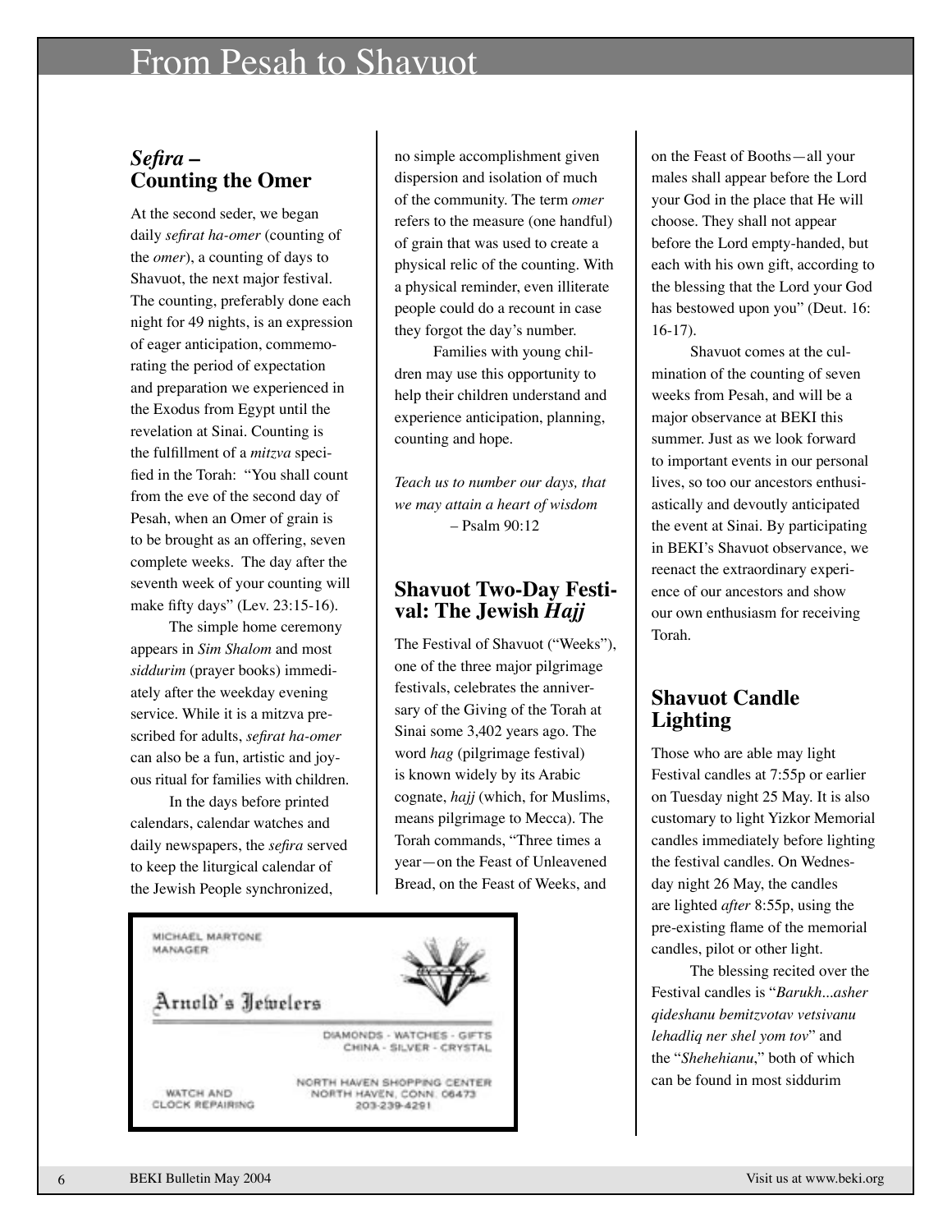# From Pesah to Shavuot

## *Sefira* – Counting the Omer

At the second seder, we began daily *sefirat ha-omer* (counting of the *omer*), a counting of days to Shavuot, the next major festival. The counting, preferably done each night for 49 nights, is an expression of eager anticipation, commemorating the period of expectation and preparation we experienced in the Exodus from Egypt until the revelation at Sinai. Counting is the fulfillment of a *mitzva* specified in the Torah: "You shall count from the eve of the second day of Pesah, when an Omer of grain is to be brought as an offering, seven complete weeks. The day after the seventh week of your counting will make fifty days" (Lev. 23:15-16).

The simple home ceremony appears in *Sim Shalom* and most *siddurim* (prayer books) immediately after the weekday evening service. While it is a mitzva prescribed for adults, *sefirat ha-omer* can also be a fun, artistic and joyous ritual for families with children.

In the days before printed calendars, calendar watches and daily newspapers, the *sefira* served to keep the liturgical calendar of the Jewish People synchronized, no simple accomplishment given dispersion and isolation of much of the community. The term *omer* refers to the measure (one handful) of grain that was used to create a physical relic of the counting. With a physical reminder, even illiterate people could do a recount in case they forgot the day's number.

Families with young children may use this opportunity to help their children understand and experience anticipation, planning, counting and hope.

*Teach us to number our days, that we may attain a heart of wisdom*
– Psalm 90:12

## Shavuot Two-Day Festival: The Jewish *Hajj*

The Festival of Shavuot ("Weeks"), one of the three major pilgrimage festivals, celebrates the anniversary of the Giving of the Torah at Sinai some 3,402 years ago. The word *hag* (pilgrimage festival) is known widely by its Arabic cognate, *hajj* (which, for Muslims, means pilgrimage to Mecca). The Torah commands, "Three times a year—on the Feast of Unleavened Bread, on the Feast of Weeks, and on the Feast of Booths—all your males shall appear before the Lord your God in the place that He will choose. They shall not appear before the Lord empty-handed, but each with his own gift, according to the blessing that the Lord your God has bestowed upon you" (Deut. 16: 16-17).

Shavuot comes at the culmination of the counting of seven weeks from Pesah, and will be a major observance at BEKI this summer. Just as we look forward to important events in our personal lives, so too our ancestors enthusiastically and devoutly anticipated the event at Sinai. By participating in BEKI's Shavuot observance, we reenact the extraordinary experience of our ancestors and show our own enthusiasm for receiving Torah.

## Shavuot Candle Lighting

Those who are able may light Festival candles at 7:55p or earlier on Tuesday night 25 May. It is also customary to light Yizkor Memorial candles immediately before lighting the festival candles. On Wednesday night 26 May, the candles are lighted *after* 8:55p, using the pre-existing flame of the memorial candles, pilot or other light.

The blessing recited over the Festival candles is "*Barukh...asher qideshanu bemitzvotav vetsivanu lehadliq ner shel yom tov*" and the "*Shehehianu*," both of which can be found in most siddurim

---

MICHAEL MARTONE
MANAGER

**Arnold's Jewelers**

DIAMONDS - WATCHES - GIFTS
CHINA - SILVER - CRYSTAL

WATCH AND CLOCK REPAIRING

NORTH HAVEN SHOPPING CENTER
NORTH HAVEN, CONN. 06473
203-239-4291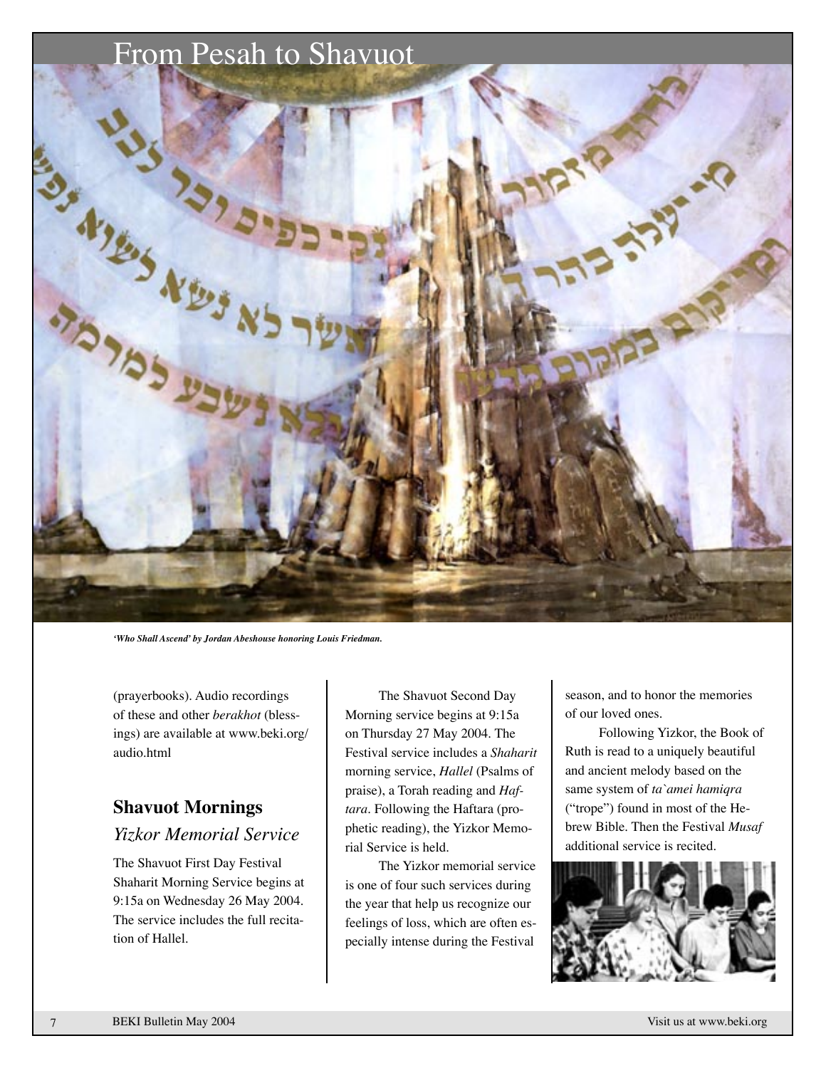# From Pesah to Shavuot

*'Who Shall Ascend' by Jordan Abeshouse honoring Louis Friedman.*

(prayerbooks). Audio recordings of these and other *berakhot* (blessings) are available at www.beki.org/audio.html

## Shavuot Mornings

### *Yizkor Memorial Service*

The Shavuot First Day Festival Shaharit Morning Service begins at 9:15a on Wednesday 26 May 2004. The service includes the full recitation of Hallel.

The Shavuot Second Day Morning service begins at 9:15a on Thursday 27 May 2004. The Festival service includes a *Shaharit* morning service, *Hallel* (Psalms of praise), a Torah reading and *Haftara*. Following the Haftara (prophetic reading), the Yizkor Memorial Service is held.

The Yizkor memorial service is one of four such services during the year that help us recognize our feelings of loss, which are often especially intense during the Festival season, and to honor the memories of our loved ones.

Following Yizkor, the Book of Ruth is read to a uniquely beautiful and ancient melody based on the same system of *ta`amei hamiqra* ("trope") found in most of the Hebrew Bible. Then the Festival *Musaf* additional service is recited.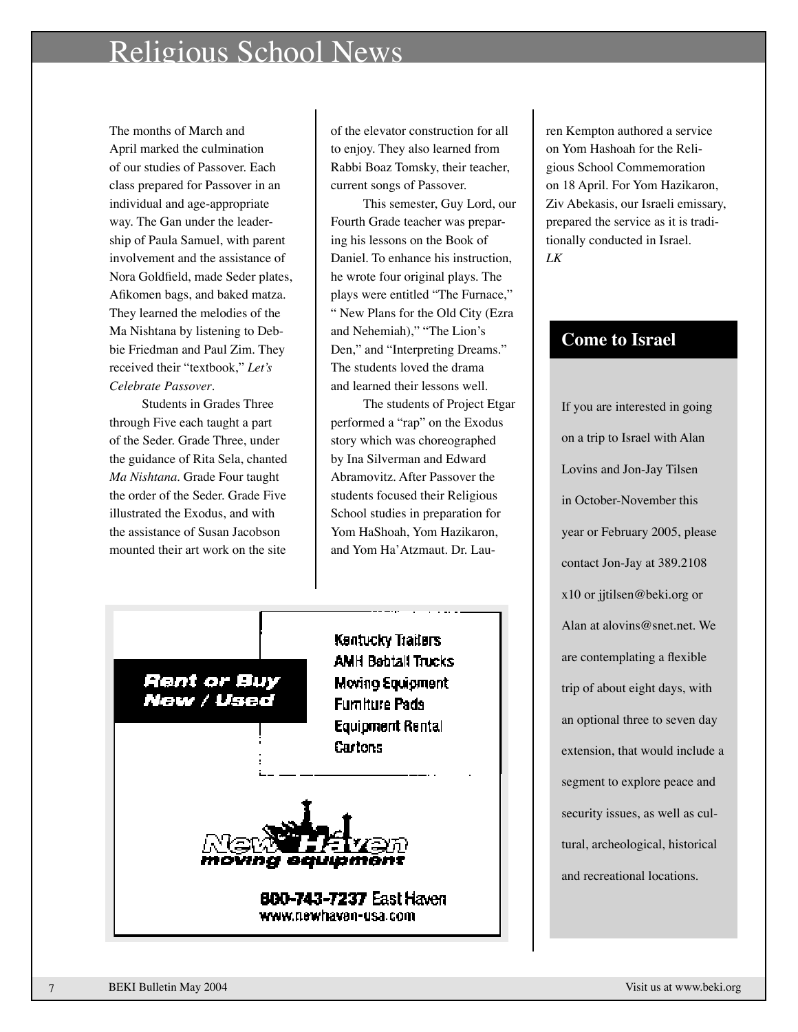# Religious School News

The months of March and April marked the culmination of our studies of Passover. Each class prepared for Passover in an individual and age-appropriate way. The Gan under the leadership of Paula Samuel, with parent involvement and the assistance of Nora Goldfield, made Seder plates, Afikomen bags, and baked matza. They learned the melodies of the Ma Nishtana by listening to Debbie Friedman and Paul Zim. They received their "textbook," *Let's Celebrate Passover*.

Students in Grades Three through Five each taught a part of the Seder. Grade Three, under the guidance of Rita Sela, chanted *Ma Nishtana*. Grade Four taught the order of the Seder. Grade Five illustrated the Exodus, and with the assistance of Susan Jacobson mounted their art work on the site of the elevator construction for all to enjoy. They also learned from Rabbi Boaz Tomsky, their teacher, current songs of Passover.

This semester, Guy Lord, our Fourth Grade teacher was preparing his lessons on the Book of Daniel. To enhance his instruction, he wrote four original plays. The plays were entitled "The Furnace," " New Plans for the Old City (Ezra and Nehemiah)," "The Lion's Den," and "Interpreting Dreams." The students loved the drama and learned their lessons well.

The students of Project Etgar performed a "rap" on the Exodus story which was choreographed by Ina Silverman and Edward Abramovitz. After Passover the students focused their Religious School studies in preparation for Yom HaShoah, Yom Hazikaron, and Yom Ha'Atzmaut. Dr. Lauren Kempton authored a service on Yom Hashoah for the Religious School Commemoration on 18 April. For Yom Hazikaron, Ziv Abekasis, our Israeli emissary, prepared the service as it is traditionally conducted in Israel.

*LK*

**Rent or Buy New / Used**

Kentucky Trailers
AMH Bobtail Trucks
Moving Equipment
Furniture Pads
Equipment Rental
Cartons

New Haven moving equipment

800-743-7237 East Haven
www.newhaven-usa.com

## Come to Israel

If you are interested in going on a trip to Israel with Alan Lovins and Jon-Jay Tilsen in October-November this year or February 2005, please contact Jon-Jay at 389.2108 x10 or jjtilsen@beki.org or Alan at alovins@snet.net. We are contemplating a flexible trip of about eight days, with an optional three to seven day extension, that would include a segment to explore peace and security issues, as well as cultural, archeological, historical and recreational locations.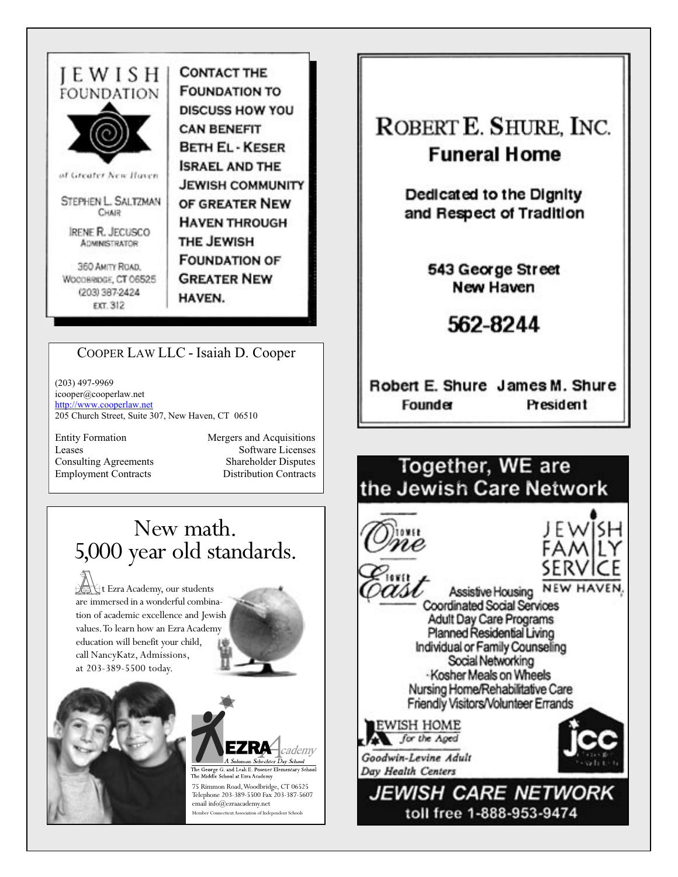# JEWISH FOUNDATION

of Greater New Haven

STEPHEN L. SALTZMAN
CHAIR

IRENE R. JECUSCO
ADMINISTRATOR

360 AMITY ROAD,
WOODBRIDGE, CT 06525
(203) 387-2424
EXT. 312

**CONTACT THE FOUNDATION TO DISCUSS HOW YOU CAN BENEFIT BETH EL - KESER ISRAEL AND THE JEWISH COMMUNITY OF GREATER NEW HAVEN THROUGH THE JEWISH FOUNDATION OF GREATER NEW HAVEN.**

---

COOPER LAW LLC - Isaiah D. Cooper

(203) 497-9969
icooper@cooperlaw.net
http://www.cooperlaw.net
205 Church Street, Suite 307, New Haven, CT 06510

| | |
|---|---|
| Entity Formation | Mergers and Acquisitions |
| Leases | Software Licenses |
| Consulting Agreements | Shareholder Disputes |
| Employment Contracts | Distribution Contracts |

---

# New math. 5,000 year old standards.

At Ezra Academy, our students are immersed in a wonderful combination of academic excellence and Jewish values. To learn how an Ezra Academy education will benefit your child, call NancyKatz, Admissions, at 203-389-5500 today.

EZRA Academy
A Solomon Schechter Day School
The George G. and Leah E. Posener Elementary School
The Middle School at Ezra Academy
75 Rimmon Road, Woodbridge, CT 06525
Telephone 203-389-5500 Fax 203-387-5607
email info@ezraacademy.net
Member Connecticut Association of Independent Schools

---

# ROBERT E. SHURE, INC.

## Funeral Home

**Dedicated to the Dignity and Respect of Tradition**

**543 George Street**
**New Haven**

## 562-8244

**Robert E. Shure** — Founder
**James M. Shure** — President

---

## Together, WE are the Jewish Care Network

Tower One
Tower East

JEWISH FAMILY SERVICE NEW HAVEN

Assistive Housing
Coordinated Social Services
Adult Day Care Programs
Planned Residential Living
Individual or Family Counseling
Social Networking
Kosher Meals on Wheels
Nursing Home/Rehabilitative Care
Friendly Visitors/Volunteer Errands

JEWISH HOME for the Aged
Goodwin-Levine Adult Day Health Centers

JCC

**JEWISH CARE NETWORK**
**toll free 1-888-953-9474**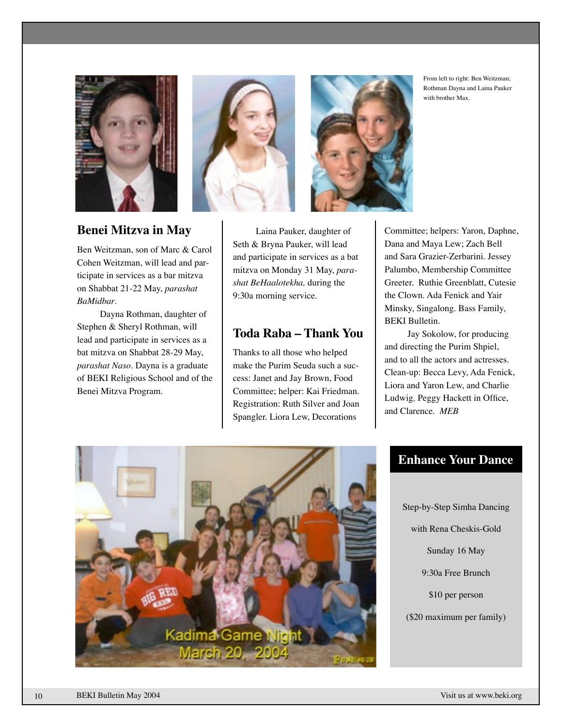From left to right: Ben Weitzman; Rothman Dayna and Laina Pauker with brother Max.

## Benei Mitzva in May

Ben Weitzman, son of Marc & Carol Cohen Weitzman, will lead and participate in services as a bar mitzva on Shabbat 21-22 May, *parashat BaMidbar*.

Dayna Rothman, daughter of Stephen & Sheryl Rothman, will lead and participate in services as a bat mitzva on Shabbat 28-29 May, *parashat Naso*. Dayna is a graduate of BEKI Religious School and of the Benei Mitzva Program.

Laina Pauker, daughter of Seth & Bryna Pauker, will lead and participate in services as a bat mitzva on Monday 31 May, *parashat BeHaalotekha,* during the 9:30a morning service.

## Toda Raba – Thank You

Thanks to all those who helped make the Purim Seuda such a success: Janet and Jay Brown, Food Committee; helper: Kai Friedman. Registration: Ruth Silver and Joan Spangler. Liora Lew, Decorations Committee; helpers: Yaron, Daphne, Dana and Maya Lew; Zach Bell and Sara Grazier-Zerbarini. Jessey Palumbo, Membership Committee Greeter. Ruthie Greenblatt, Cutesie the Clown. Ada Fenick and Yair Minsky, Singalong. Bass Family, BEKI Bulletin.

Jay Sokolow, for producing and directing the Purim Shpiel, and to all the actors and actresses. Clean-up: Becca Levy, Ada Fenick, Liora and Yaron Lew, and Charlie Ludwig. Peggy Hackett in Office, and Clarence. *MEB*

Kadima Game Night March 20, 2004

## Enhance Your Dance

Step-by-Step Simha Dancing

with Rena Cheskis-Gold

Sunday 16 May

9:30a Free Brunch

$10 per person

($20 maximum per family)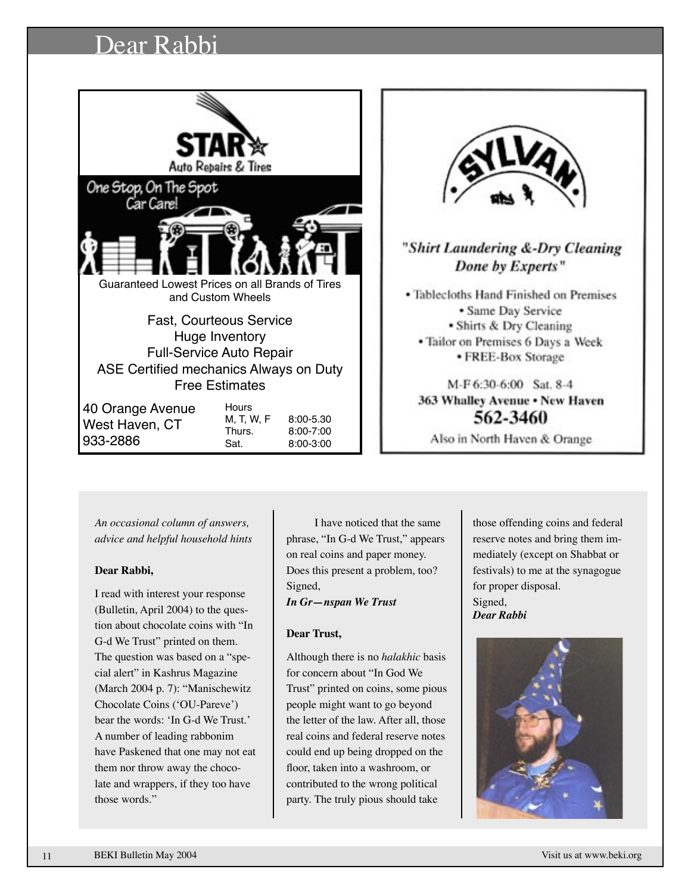# Dear Rabbi

**STAR** Auto Repairs & Tires

One Stop, On The Spot Car Care!

Guaranteed Lowest Prices on all Brands of Tires and Custom Wheels

Fast, Courteous Service
Huge Inventory
Full-Service Auto Repair
ASE Certified mechanics Always on Duty
Free Estimates

40 Orange Avenue
West Haven, CT
933-2886

| Hours | |
|---|---|
| M, T, W, F | 8:00-5.30 |
| Thurs. | 8:00-7:00 |
| Sat. | 8:00-3:00 |

**SYLVAN**

*"Shirt Laundering &-Dry Cleaning Done by Experts"*

- Tablecloths Hand Finished on Premises
- Same Day Service
- Shirts & Dry Cleaning
- Tailor on Premises 6 Days a Week
- FREE-Box Storage

M-F 6:30-6:00 Sat. 8-4
**363 Whalley Avenue • New Haven**
**562-3460**
Also in North Haven & Orange

*An occasional column of answers, advice and helpful household hints*

**Dear Rabbi,**

I read with interest your response (Bulletin, April 2004) to the question about chocolate coins with "In G-d We Trust" printed on them. The question was based on a "special alert" in Kashrus Magazine (March 2004 p. 7): "Manischewitz Chocolate Coins ('OU-Pareve') bear the words: 'In G-d We Trust.' A number of leading rabbonim have Paskened that one may not eat them nor throw away the chocolate and wrappers, if they too have those words."

I have noticed that the same phrase, "In G-d We Trust," appears on real coins and paper money. Does this present a problem, too?

Signed,
***In Gr—nspan We Trust***

**Dear Trust,**

Although there is no *halakhic* basis for concern about "In God We Trust" printed on coins, some pious people might want to go beyond the letter of the law. After all, those real coins and federal reserve notes could end up being dropped on the floor, taken into a washroom, or contributed to the wrong political party. The truly pious should take those offending coins and federal reserve notes and bring them immediately (except on Shabbat or festivals) to me at the synagogue for proper disposal.

Signed,
***Dear Rabbi***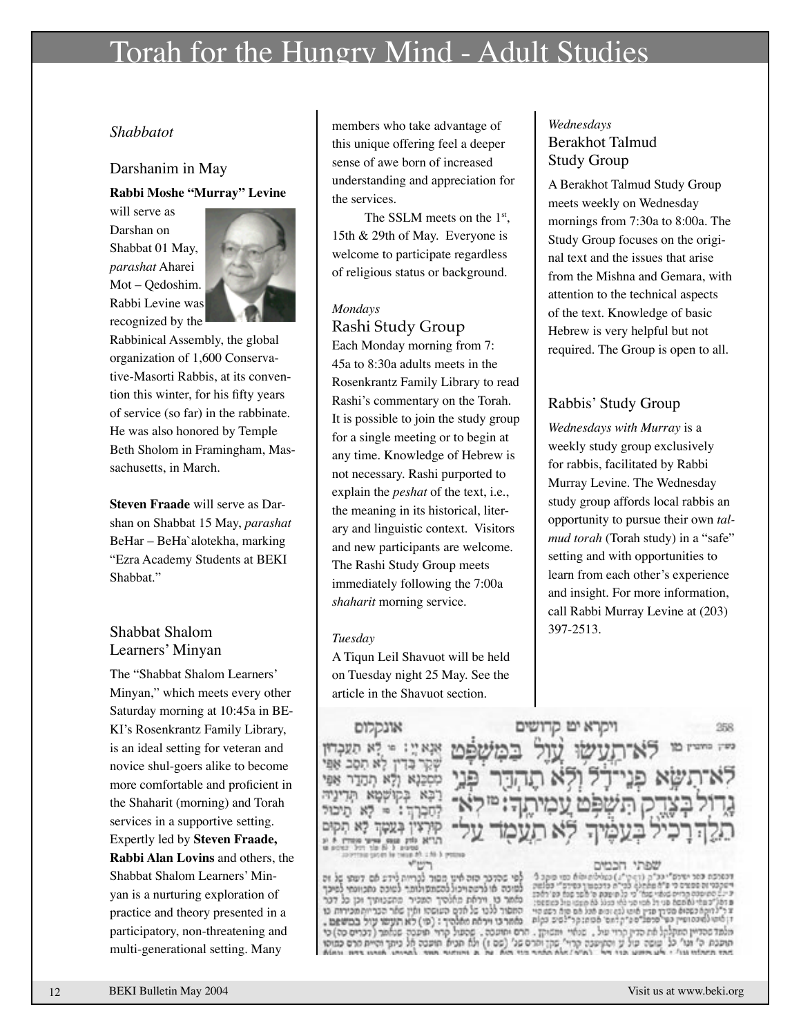# Torah for the Hungry Mind - Adult Studies

*Shabbatot*

## Darshanim in May

**Rabbi Moshe "Murray" Levine** will serve as Darshan on Shabbat 01 May, *parashat* Aharei Mot – Qedoshim. Rabbi Levine was recognized by the Rabbinical Assembly, the global organization of 1,600 Conservative-Masorti Rabbis, at its convention this winter, for his fifty years of service (so far) in the rabbinate. He was also honored by Temple Beth Sholom in Framingham, Massachusetts, in March.

**Steven Fraade** will serve as Darshan on Shabbat 15 May, *parashat* BeHar – BeHa`alotekha, marking "Ezra Academy Students at BEKI Shabbat."

## Shabbat Shalom Learners' Minyan

The "Shabbat Shalom Learners' Minyan," which meets every other Saturday morning at 10:45a in BEKI's Rosenkrantz Family Library, is an ideal setting for veteran and novice shul-goers alike to become more comfortable and proficient in the Shaharit (morning) and Torah services in a supportive setting. Expertly led by **Steven Fraade, Rabbi Alan Lovins** and others, the Shabbat Shalom Learners' Minyan is a nurturing exploration of practice and theory presented in a participatory, non-threatening and multi-generational setting. Many members who take advantage of this unique offering feel a deeper sense of awe born of increased understanding and appreciation for the services.

The SSLM meets on the 1st, 15th & 29th of May. Everyone is welcome to participate regardless of religious status or background.

*Mondays*

## Rashi Study Group

Each Monday morning from 7:45a to 8:30a adults meets in the Rosenkrantz Family Library to read Rashi's commentary on the Torah. It is possible to join the study group for a single meeting or to begin at any time. Knowledge of Hebrew is not necessary. Rashi purported to explain the *peshat* of the text, i.e., the meaning in its historical, literary and linguistic context. Visitors and new participants are welcome. The Rashi Study Group meets immediately following the 7:00a *shaharit* morning service.

*Tuesday*

A Tiqun Leil Shavuot will be held on Tuesday night 25 May. See the article in the Shavuot section.

*Wednesdays*

## Berakhot Talmud Study Group

A Berakhot Talmud Study Group meets weekly on Wednesday mornings from 7:30a to 8:00a. The Study Group focuses on the original text and the issues that arise from the Mishna and Gemara, with attention to the technical aspects of the text. Knowledge of basic Hebrew is very helpful but not required. The Group is open to all.

## Rabbis' Study Group

*Wednesdays with Murray* is a weekly study group exclusively for rabbis, facilitated by Rabbi Murray Levine. The Wednesday study group affords local rabbis an opportunity to pursue their own *talmud torah* (Torah study) in a "safe" setting and with opportunities to learn from each other's experience and insight. For more information, call Rabbi Murray Levine at (203) 397-2513.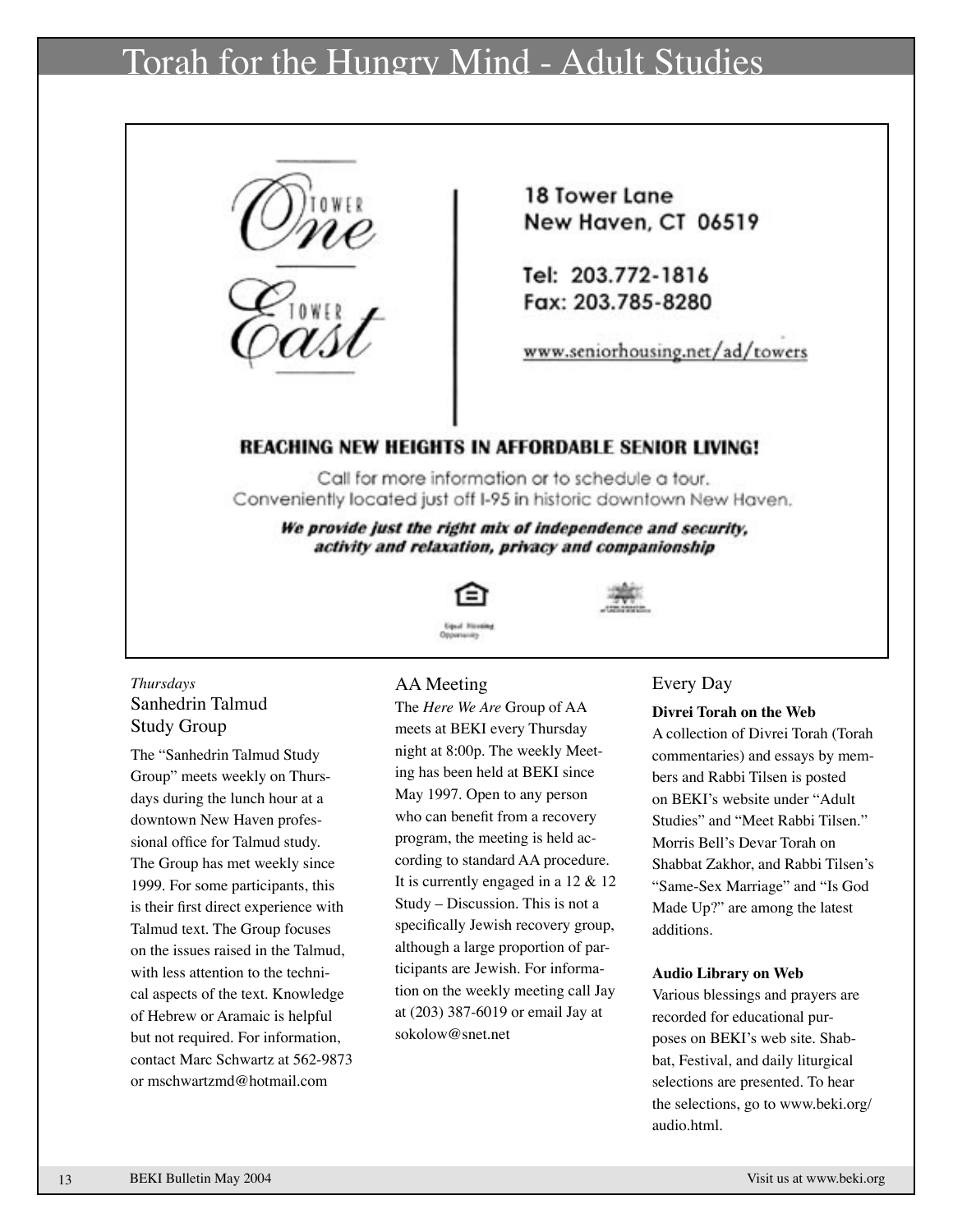# Torah for the Hungry Mind - Adult Studies

One Tower

East Tower

18 Tower Lane
New Haven, CT 06519

Tel: 203.772-1816
Fax: 203.785-8280

www.seniorhousing.net/ad/towers

**REACHING NEW HEIGHTS IN AFFORDABLE SENIOR LIVING!**

Call for more information or to schedule a tour.
Conveniently located just off I-95 in historic downtown New Haven.

***We provide just the right mix of independence and security, activity and relaxation, privacy and companionship***

Equal Housing Opportunity

*Thursdays*

## Sanhedrin Talmud Study Group

The "Sanhedrin Talmud Study Group" meets weekly on Thursdays during the lunch hour at a downtown New Haven professional office for Talmud study. The Group has met weekly since 1999. For some participants, this is their first direct experience with Talmud text. The Group focuses on the issues raised in the Talmud, with less attention to the technical aspects of the text. Knowledge of Hebrew or Aramaic is helpful but not required. For information, contact Marc Schwartz at 562-9873 or mschwartzmd@hotmail.com

## AA Meeting

The *Here We Are* Group of AA meets at BEKI every Thursday night at 8:00p. The weekly Meeting has been held at BEKI since May 1997. Open to any person who can benefit from a recovery program, the meeting is held according to standard AA procedure. It is currently engaged in a 12 & 12 Study – Discussion. This is not a specifically Jewish recovery group, although a large proportion of participants are Jewish. For information on the weekly meeting call Jay at (203) 387-6019 or email Jay at sokolow@snet.net

## Every Day

**Divrei Torah on the Web**

A collection of Divrei Torah (Torah commentaries) and essays by members and Rabbi Tilsen is posted on BEKI's website under "Adult Studies" and "Meet Rabbi Tilsen." Morris Bell's Devar Torah on Shabbat Zakhor, and Rabbi Tilsen's "Same-Sex Marriage" and "Is God Made Up?" are among the latest additions.

**Audio Library on Web**

Various blessings and prayers are recorded for educational purposes on BEKI's web site. Shabbat, Festival, and daily liturgical selections are presented. To hear the selections, go to www.beki.org/audio.html.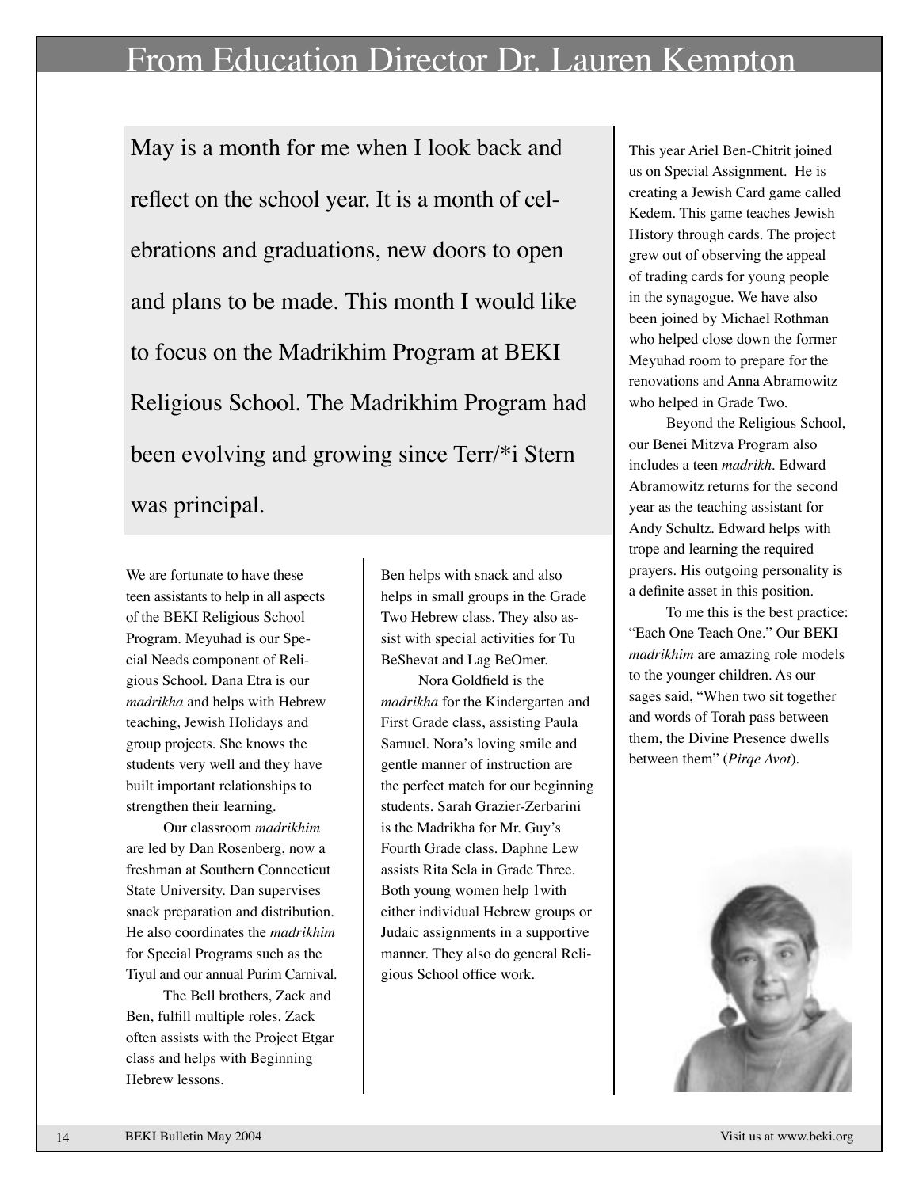# From Education Director Dr. Lauren Kempton

May is a month for me when I look back and reflect on the school year. It is a month of celebrations and graduations, new doors to open and plans to be made. This month I would like to focus on the Madrikhim Program at BEKI Religious School. The Madrikhim Program had been evolving and growing since Terr/*i Stern was principal.

We are fortunate to have these teen assistants to help in all aspects of the BEKI Religious School Program. Meyuhad is our Special Needs component of Religious School. Dana Etra is our *madrikha* and helps with Hebrew teaching, Jewish Holidays and group projects. She knows the students very well and they have built important relationships to strengthen their learning.

Our classroom *madrikhim* are led by Dan Rosenberg, now a freshman at Southern Connecticut State University. Dan supervises snack preparation and distribution. He also coordinates the *madrikhim* for Special Programs such as the Tiyul and our annual Purim Carnival.

The Bell brothers, Zack and Ben, fulfill multiple roles. Zack often assists with the Project Etgar class and helps with Beginning Hebrew lessons. Ben helps with snack and also helps in small groups in the Grade Two Hebrew class. They also assist with special activities for Tu BeShevat and Lag BeOmer.

Nora Goldfield is the *madrikha* for the Kindergarten and First Grade class, assisting Paula Samuel. Nora's loving smile and gentle manner of instruction are the perfect match for our beginning students. Sarah Grazier-Zerbarini is the Madrikha for Mr. Guy's Fourth Grade class. Daphne Lew assists Rita Sela in Grade Three. Both young women help 1with either individual Hebrew groups or Judaic assignments in a supportive manner. They also do general Religious School office work.

This year Ariel Ben-Chitrit joined us on Special Assignment. He is creating a Jewish Card game called Kedem. This game teaches Jewish History through cards. The project grew out of observing the appeal of trading cards for young people in the synagogue. We have also been joined by Michael Rothman who helped close down the former Meyuhad room to prepare for the renovations and Anna Abramowitz who helped in Grade Two.

Beyond the Religious School, our Benei Mitzva Program also includes a teen *madrikh*. Edward Abramowitz returns for the second year as the teaching assistant for Andy Schultz. Edward helps with trope and learning the required prayers. His outgoing personality is a definite asset in this position.

To me this is the best practice: "Each One Teach One." Our BEKI *madrikhim* are amazing role models to the younger children. As our sages said, "When two sit together and words of Torah pass between them, the Divine Presence dwells between them" (*Pirqe Avot*).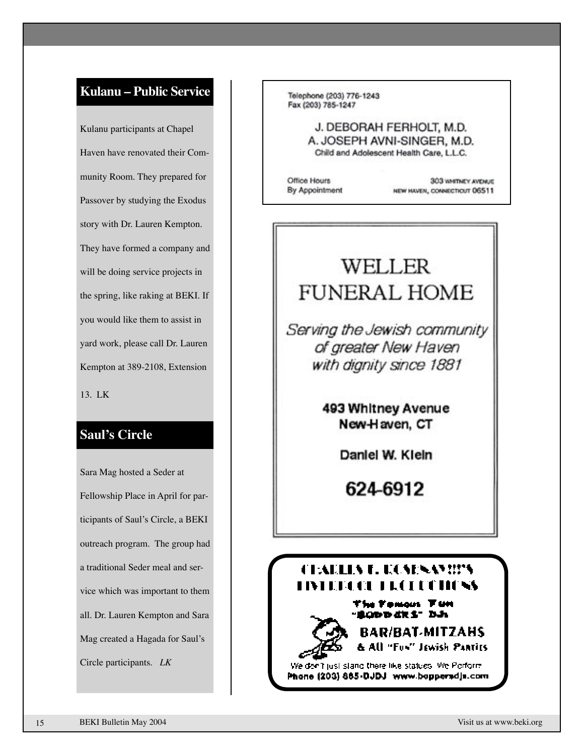## Kulanu – Public Service

Kulanu participants at Chapel Haven have renovated their Community Room. They prepared for Passover by studying the Exodus story with Dr. Lauren Kempton. They have formed a company and will be doing service projects in the spring, like raking at BEKI. If you would like them to assist in yard work, please call Dr. Lauren Kempton at 389-2108, Extension 13. LK

## Saul's Circle

Sara Mag hosted a Seder at Fellowship Place in April for participants of Saul's Circle, a BEKI outreach program. The group had a traditional Seder meal and service which was important to them all. Dr. Lauren Kempton and Sara Mag created a Hagada for Saul's Circle participants. *LK*

---

Telephone (203) 776-1243
Fax (203) 785-1247

J. DEBORAH FERHOLT, M.D.
A. JOSEPH AVNI-SINGER, M.D.
Child and Adolescent Health Care, L.L.C.

Office Hours
By Appointment

303 WHITNEY AVENUE
NEW HAVEN, CONNECTICUT 06511

---

# WELLER FUNERAL HOME

*Serving the Jewish community of greater New Haven with dignity since 1881*

**493 Whitney Avenue**
**New Haven, CT**

**Daniel W. Klein**

**624-6912**

---

**CHARLES E. KOSENSKY'S LIVERPOOL PRODUCTIONS**

**The Famous Fun "BOPPERS" DJs**

**BAR/BAT-MITZAHS**
**& All "Fun" Jewish Parties**

We don't just stand there like statues. We Perform
**Phone (203) 865-DJDJ www.boppersdjs.com**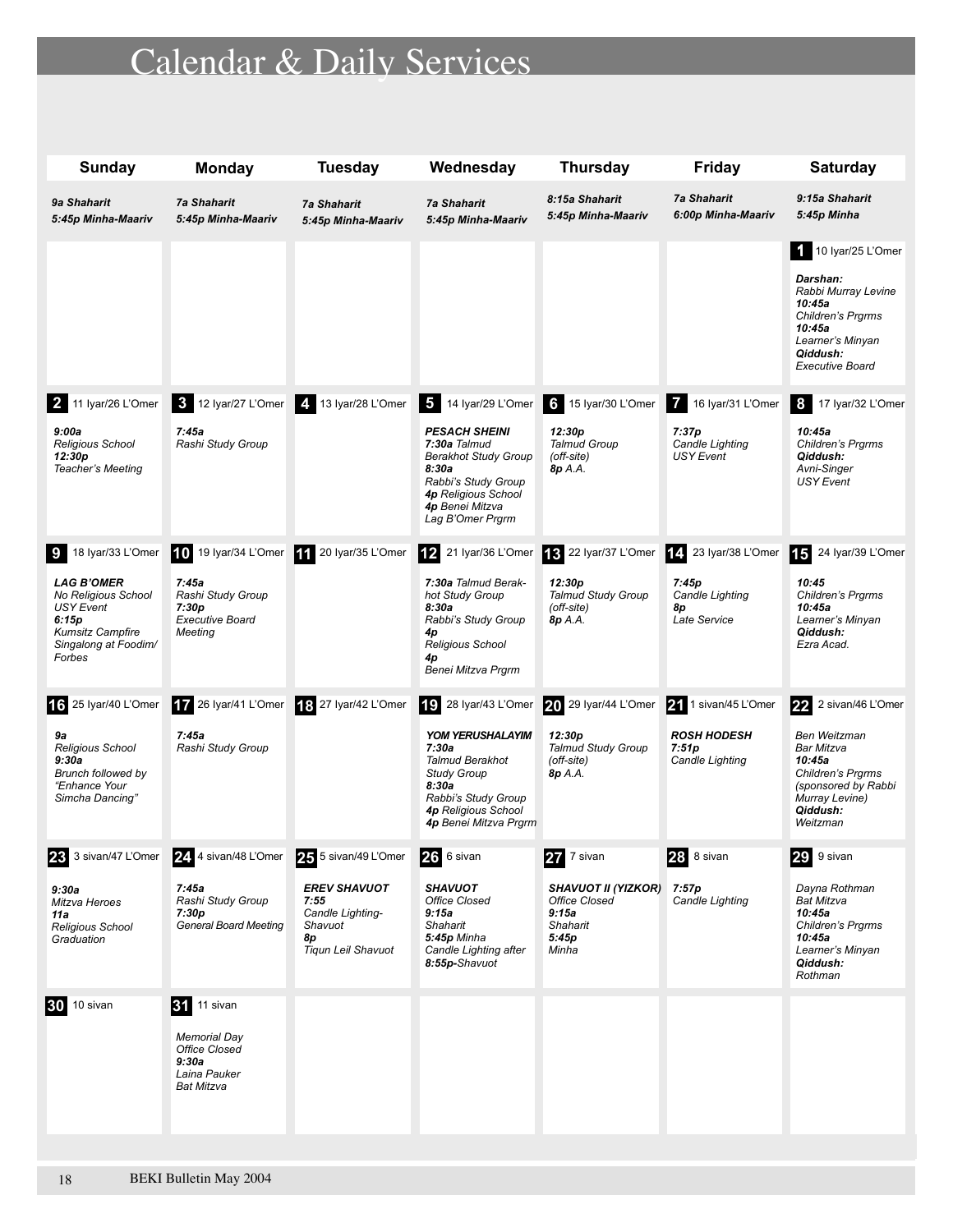# Calendar & Daily Services

| Sunday | Monday | Tuesday | Wednesday | Thursday | Friday | Saturday |
|---|---|---|---|---|---|---|
| *9a Shaharit*<br>*5:45p Minha-Maariv* | *7a Shaharit*<br>*5:45p Minha-Maariv* | *7a Shaharit*<br>*5:45p Minha-Maariv* | *7a Shaharit*<br>*5:45p Minha-Maariv* | *8:15a Shaharit*<br>*5:45p Minha-Maariv* | *7a Shaharit*<br>*6:00p Minha-Maariv* | *9:15a Shaharit*<br>*5:45p Minha* |
| | | | | | | **1** 10 Iyar/25 L'Omer<br>***Darshan:***<br>*Rabbi Murray Levine*<br>***10:45a***<br>*Children's Prgrms*<br>***10:45a***<br>*Learner's Minyan*<br>***Qiddush:***<br>*Executive Board* |
| **2** 11 Iyar/26 L'Omer<br>***9:00a***<br>*Religious School*<br>***12:30p***<br>*Teacher's Meeting* | **3** 12 Iyar/27 L'Omer<br>***7:45a***<br>*Rashi Study Group* | **4** 13 Iyar/28 L'Omer | **5** 14 Iyar/29 L'Omer<br>***PESACH SHEINI***<br>***7:30a*** *Talmud Berakhot Study Group*<br>***8:30a***<br>*Rabbi's Study Group*<br>***4p*** *Religious School*<br>***4p*** *Benei Mitzva*<br>*Lag B'Omer Prgrm* | **6** 15 Iyar/30 L'Omer<br>***12:30p***<br>*Talmud Group (off-site)*<br>***8p*** *A.A.* | **7** 16 Iyar/31 L'Omer<br>***7:37p***<br>*Candle Lighting*<br>*USY Event* | **8** 17 Iyar/32 L'Omer<br>***10:45a***<br>*Children's Prgrms*<br>***Qiddush:***<br>*Avni-Singer*<br>*USY Event* |
| **9** 18 Iyar/33 L'Omer<br>***LAG B'OMER***<br>*No Religious School*<br>*USY Event*<br>***6:15p***<br>*Kumsitz Campfire Singalong at Foodim/ Forbes* | **10** 19 Iyar/34 L'Omer<br>***7:45a***<br>*Rashi Study Group*<br>***7:30p***<br>*Executive Board Meeting* | **11** 20 Iyar/35 L'Omer | **12** 21 Iyar/36 L'Omer<br>***7:30a*** *Talmud Berakhot Study Group*<br>***8:30a***<br>*Rabbi's Study Group*<br>***4p***<br>*Religious School*<br>***4p***<br>*Benei Mitzva Prgrm* | **13** 22 Iyar/37 L'Omer<br>***12:30p***<br>*Talmud Study Group (off-site)*<br>***8p*** *A.A.* | **14** 23 Iyar/38 L'Omer<br>***7:45p***<br>*Candle Lighting*<br>***8p***<br>*Late Service* | **15** 24 Iyar/39 L'Omer<br>***10:45***<br>*Children's Prgrms*<br>***10:45a***<br>*Learner's Minyan*<br>***Qiddush:***<br>*Ezra Acad.* |
| **16** 25 Iyar/40 L'Omer<br>***9a***<br>*Religious School*<br>***9:30a***<br>*Brunch followed by "Enhance Your Simcha Dancing"* | **17** 26 Iyar/41 L'Omer<br>***7:45a***<br>*Rashi Study Group* | **18** 27 Iyar/42 L'Omer | **19** 28 Iyar/43 L'Omer<br>***YOM YERUSHALAYIM***<br>***7:30a***<br>*Talmud Berakhot Study Group*<br>***8:30a***<br>*Rabbi's Study Group*<br>***4p*** *Religious School*<br>***4p*** *Benei Mitzva Prgrm* | **20** 29 Iyar/44 L'Omer<br>***12:30p***<br>*Talmud Study Group (off-site)*<br>***8p*** *A.A.* | **21** 1 sivan/45 L'Omer<br>***ROSH HODESH***<br>***7:51p***<br>*Candle Lighting* | **22** 2 sivan/46 L'Omer<br>*Ben Weitzman Bar Mitzva*<br>***10:45a***<br>*Children's Prgrms (sponsored by Rabbi Murray Levine)*<br>***Qiddush:***<br>*Weitzman* |
| **23** 3 sivan/47 L'Omer<br>***9:30a***<br>*Mitzva Heroes*<br>***11a***<br>*Religious School Graduation* | **24** 4 sivan/48 L'Omer<br>***7:45a***<br>*Rashi Study Group*<br>***7:30p***<br>*General Board Meeting* | **25** 5 sivan/49 L'Omer<br>***EREV SHAVUOT***<br>***7:55***<br>*Candle Lighting-Shavuot*<br>***8p***<br>*Tiqun Leil Shavuot* | **26** 6 sivan<br>***SHAVUOT***<br>*Office Closed*<br>***9:15a***<br>*Shaharit*<br>***5:45p*** *Minha*<br>*Candle Lighting after* ***8:55p****-Shavuot* | **27** 7 sivan<br>***SHAVUOT II (YIZKOR)***<br>*Office Closed*<br>***9:15a***<br>*Shaharit*<br>***5:45p***<br>*Minha* | **28** 8 sivan<br>***7:57p***<br>*Candle Lighting* | **29** 9 sivan<br>*Dayna Rothman Bat Mitzva*<br>***10:45a***<br>*Children's Prgrms*<br>***10:45a***<br>*Learner's Minyan*<br>***Qiddush:***<br>*Rothman* |
| **30** 10 sivan | **31** 11 sivan<br>*Memorial Day*<br>*Office Closed*<br>***9:30a***<br>*Laina Pauker Bat Mitzva* | | | | | |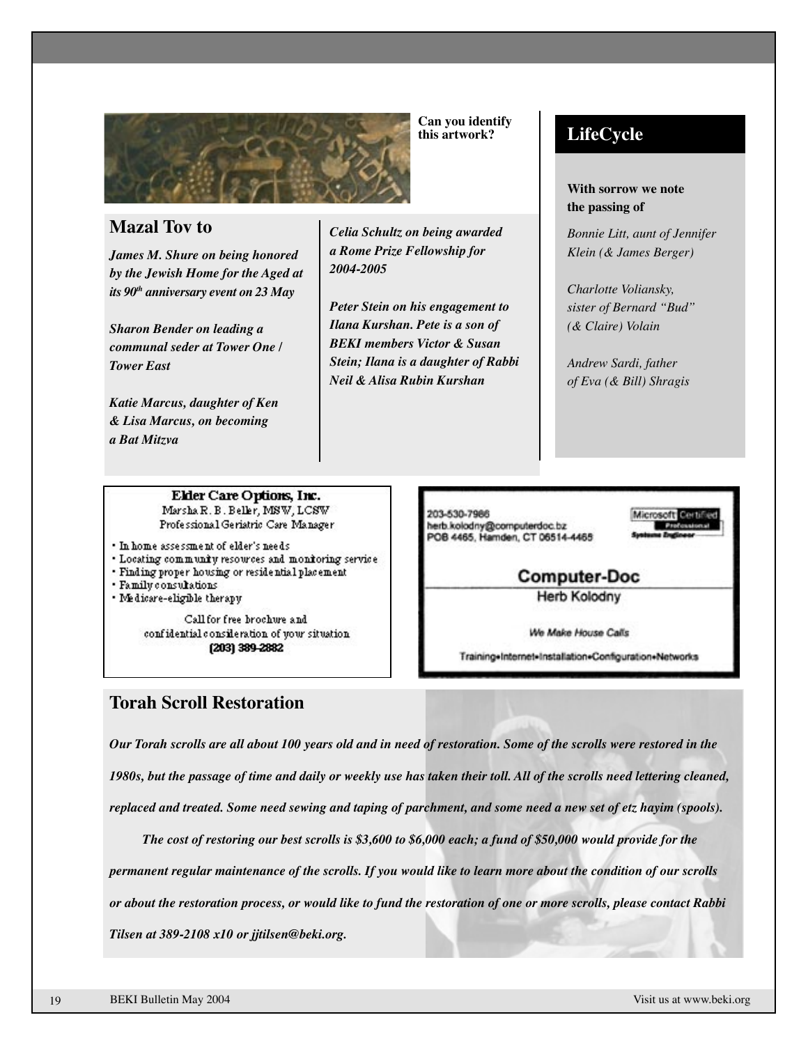**Can you identify this artwork?**

## Mazal Tov to

*James M. Shure on being honored by the Jewish Home for the Aged at its 90th anniversary event on 23 May*

*Sharon Bender on leading a communal seder at Tower One / Tower East*

*Katie Marcus, daughter of Ken & Lisa Marcus, on becoming a Bat Mitzva*

*Celia Schultz on being awarded a Rome Prize Fellowship for 2004-2005*

*Peter Stein on his engagement to Ilana Kurshan. Pete is a son of BEKI members Victor & Susan Stein; Ilana is a daughter of Rabbi Neil & Alisa Rubin Kurshan*

## LifeCycle

**With sorrow we note the passing of**

*Bonnie Litt, aunt of Jennifer Klein (& James Berger)*

*Charlotte Voliansky, sister of Bernard "Bud" (& Claire) Volain*

*Andrew Sardi, father of Eva (& Bill) Shragis*

**Elder Care Options, Inc.**
Marsha R. B. Beller, MSW, LCSW
Professional Geriatric Care Manager

- In home assessment of elder's needs
- Locating community resources and monitoring service
- Finding proper housing or residential placement
- Family consultations
- Medicare-eligible therapy

Call for free brochure and confidential consideration of your situation
**(203) 389-2882**

203-530-7986
herb.kolodny@computerdoc.bz
POB 4465, Hamden, CT 06514-4465

Microsoft Certified Professional Systems Engineer

**Computer-Doc**
Herb Kolodny

*We Make House Calls*

Training•Internet•Installation•Configuration•Networks

## Torah Scroll Restoration

*Our Torah scrolls are all about 100 years old and in need of restoration. Some of the scrolls were restored in the 1980s, but the passage of time and daily or weekly use has taken their toll. All of the scrolls need lettering cleaned, replaced and treated. Some need sewing and taping of parchment, and some need a new set of etz hayim (spools).*

*The cost of restoring our best scrolls is $3,600 to $6,000 each; a fund of $50,000 would provide for the permanent regular maintenance of the scrolls. If you would like to learn more about the condition of our scrolls or about the restoration process, or would like to fund the restoration of one or more scrolls, please contact Rabbi Tilsen at 389-2108 x10 or jjtilsen@beki.org.*